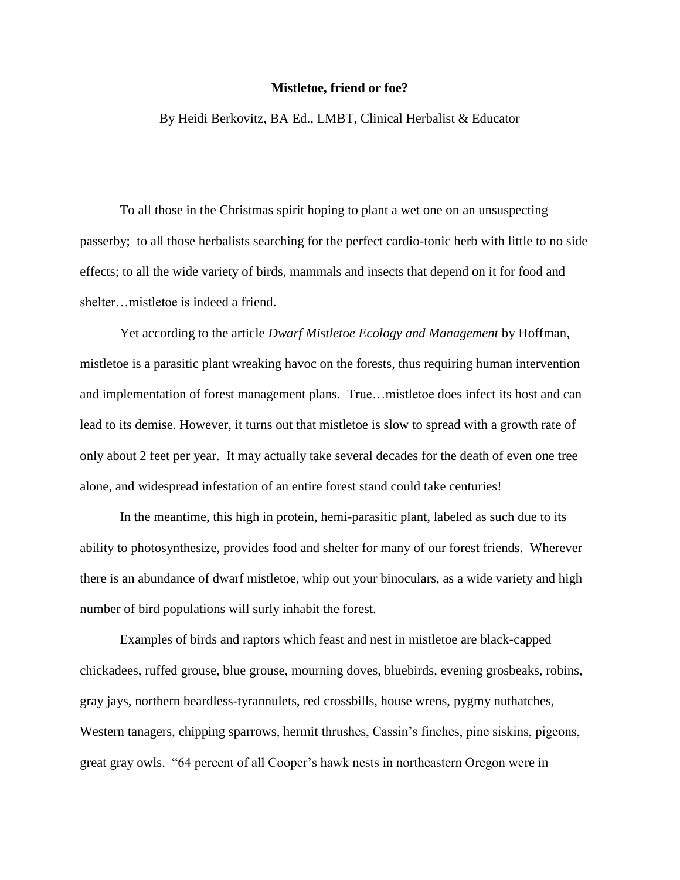**Mistletoe, friend or foe?**

By Heidi Berkovitz, BA Ed., LMBT, Clinical Herbalist & Educator

To all those in the Christmas spirit hoping to plant a wet one on an unsuspecting passerby; to all those herbalists searching for the perfect cardio-tonic herb with little to no side effects; to all the wide variety of birds, mammals and insects that depend on it for food and shelter…mistletoe is indeed a friend.

Yet according to the article *Dwarf Mistletoe Ecology and Management* by Hoffman, mistletoe is a parasitic plant wreaking havoc on the forests, thus requiring human intervention and implementation of forest management plans. True…mistletoe does infect its host and can lead to its demise. However, it turns out that mistletoe is slow to spread with a growth rate of only about 2 feet per year. It may actually take several decades for the death of even one tree alone, and widespread infestation of an entire forest stand could take centuries!

In the meantime, this high in protein, hemi-parasitic plant, labeled as such due to its ability to photosynthesize, provides food and shelter for many of our forest friends. Wherever there is an abundance of dwarf mistletoe, whip out your binoculars, as a wide variety and high number of bird populations will surly inhabit the forest.

Examples of birds and raptors which feast and nest in mistletoe are black-capped chickadees, ruffed grouse, blue grouse, mourning doves, bluebirds, evening grosbeaks, robins, gray jays, northern beardless-tyrannulets, red crossbills, house wrens, pygmy nuthatches, Western tanagers, chipping sparrows, hermit thrushes, Cassin's finches, pine siskins, pigeons, great gray owls. "64 percent of all Cooper's hawk nests in northeastern Oregon were in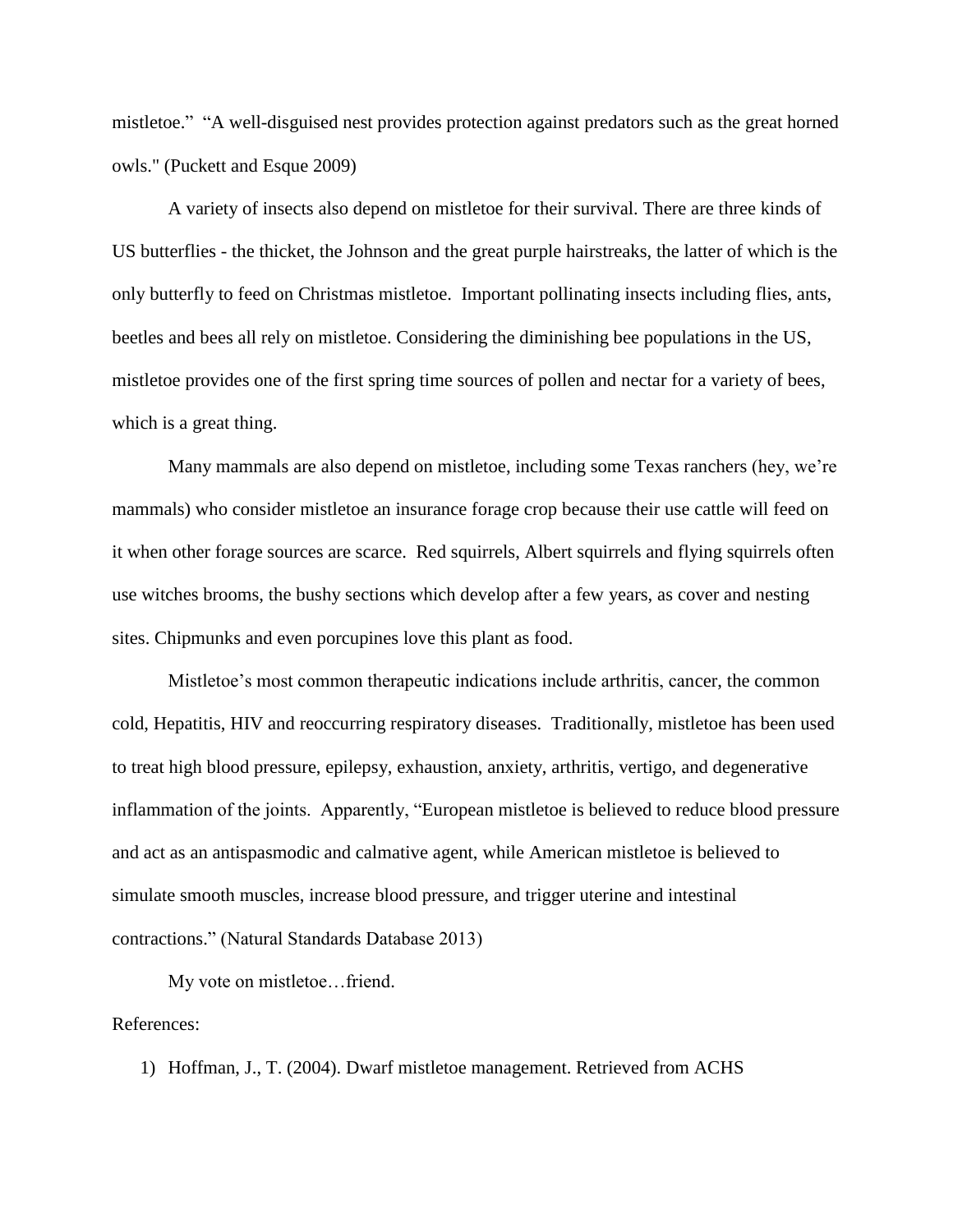mistletoe." "A well-disguised nest provides protection against predators such as the great horned owls." (Puckett and Esque 2009)

A variety of insects also depend on mistletoe for their survival. There are three kinds of US butterflies - the thicket, the Johnson and the great purple hairstreaks, the latter of which is the only butterfly to feed on Christmas mistletoe. Important pollinating insects including flies, ants, beetles and bees all rely on mistletoe. Considering the diminishing bee populations in the US, mistletoe provides one of the first spring time sources of pollen and nectar for a variety of bees, which is a great thing.

Many mammals are also depend on mistletoe, including some Texas ranchers (hey, we're mammals) who consider mistletoe an insurance forage crop because their use cattle will feed on it when other forage sources are scarce. Red squirrels, Albert squirrels and flying squirrels often use witches brooms, the bushy sections which develop after a few years, as cover and nesting sites. Chipmunks and even porcupines love this plant as food.

Mistletoe's most common therapeutic indications include arthritis, cancer, the common cold, Hepatitis, HIV and reoccurring respiratory diseases. Traditionally, mistletoe has been used to treat high blood pressure, epilepsy, exhaustion, anxiety, arthritis, vertigo, and degenerative inflammation of the joints. Apparently, "European mistletoe is believed to reduce blood pressure and act as an antispasmodic and calmative agent, while American mistletoe is believed to simulate smooth muscles, increase blood pressure, and trigger uterine and intestinal contractions." (Natural Standards Database 2013)

My vote on mistletoe…friend.

References:

1) Hoffman, J., T. (2004). Dwarf mistletoe management. Retrieved from ACHS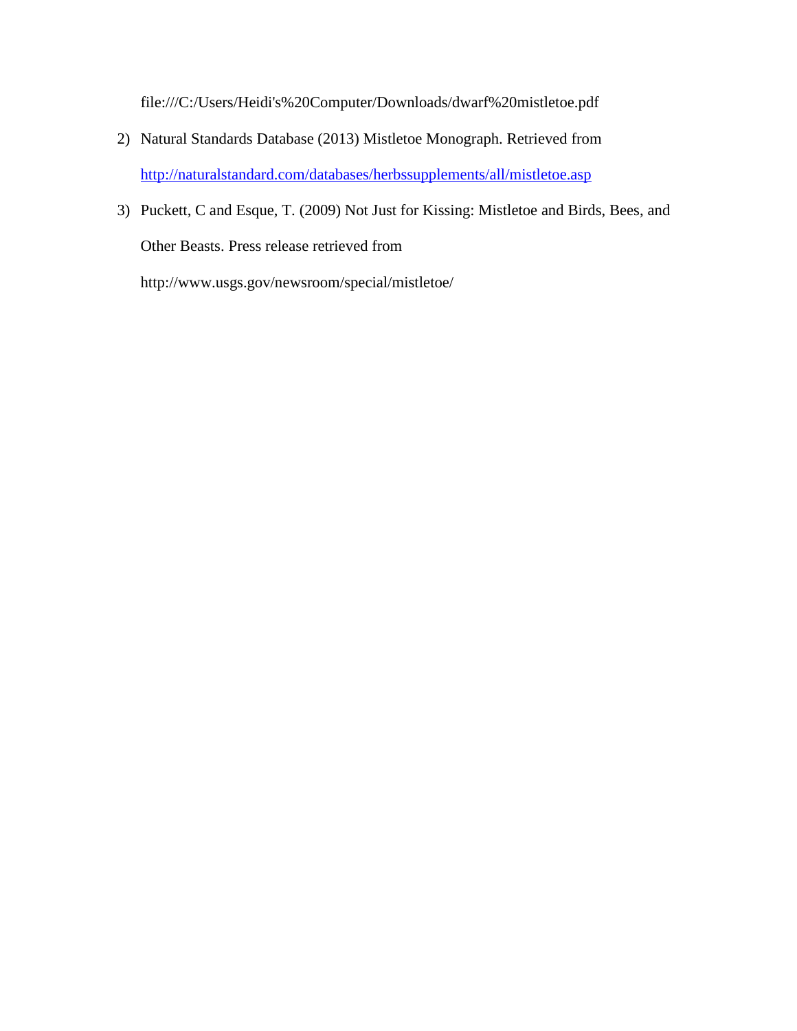file:///C:/Users/Heidi's%20Computer/Downloads/dwarf%20mistletoe.pdf

2) Natural Standards Database (2013) Mistletoe Monograph. Retrieved from http://naturalstandard.com/databases/herbssupplements/all/mistletoe.asp

3) Puckett, C and Esque, T. (2009) Not Just for Kissing: Mistletoe and Birds, Bees, and Other Beasts. Press release retrieved from http://www.usgs.gov/newsroom/special/mistletoe/